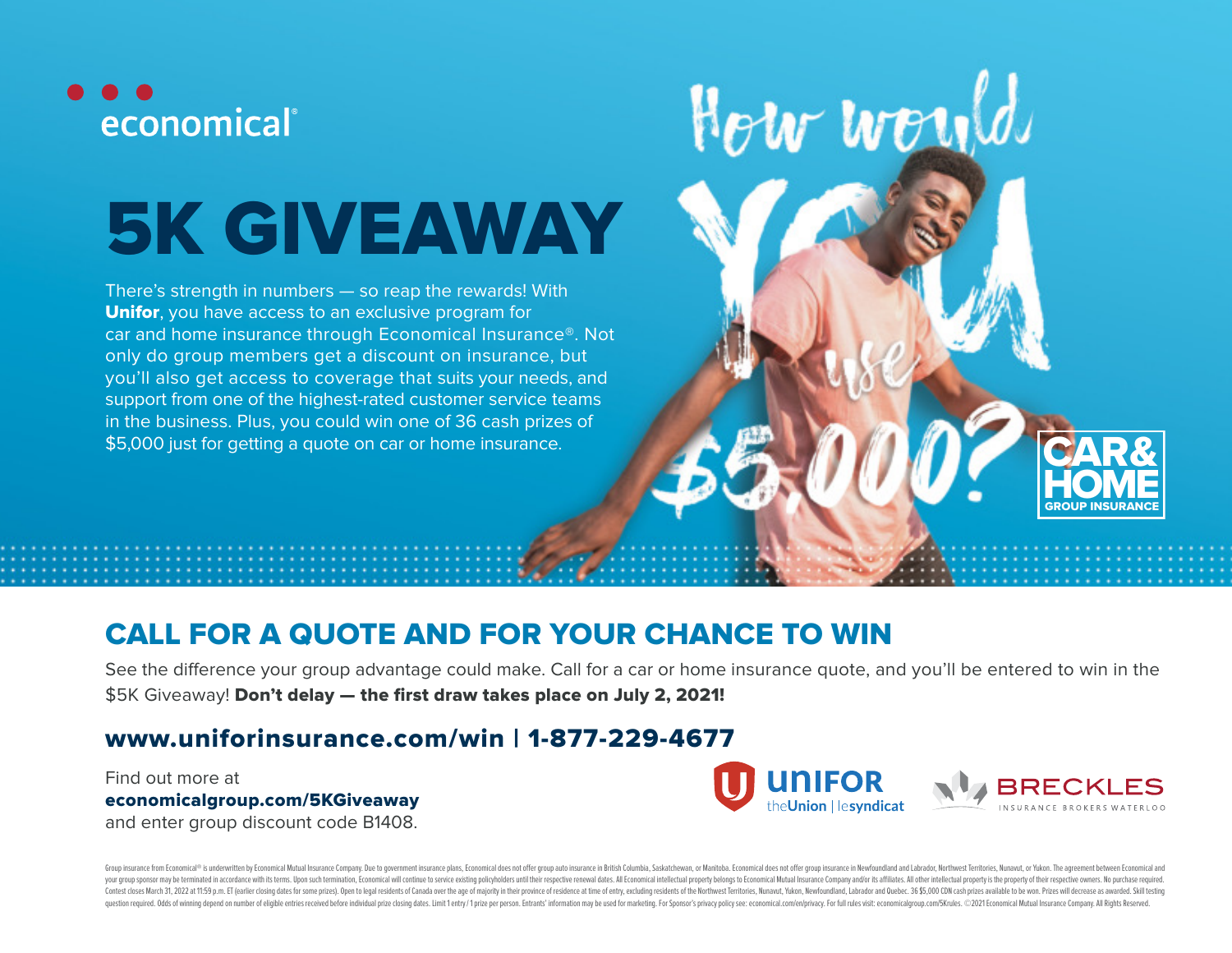economical®

# 5K GIVEAWAY

There's strength in numbers — so reap the rewards! With **Unifor**, you have access to an exclusive program for car and home insurance through Economical Insurance®. Not only do group members get a discount on insurance, but you'll also get access to coverage that suits your needs, and support from one of the highest-rated customer service teams in the business. Plus, you could win one of 36 cash prizes of $5,000 just for getting a quote on car or home insurance.

How would YOU use $5,000?

CAR & HOME GROUP INSURANCE

## CALL FOR A QUOTE AND FOR YOUR CHANCE TO WIN

See the difference your group advantage could make. Call for a car or home insurance quote, and you'll be entered to win in the $5K Giveaway! **Don't delay — the first draw takes place on July 2, 2021!**

### www.uniforinsurance.com/win | 1-877-229-4677

Find out more at
**economicalgroup.com/5KGiveaway**
and enter group discount code B1408.

UNIFOR theUnion | lesyndicat

BRECKLES INSURANCE BROKERS WATERLOO

Group insurance from Economical® is underwritten by Economical Mutual Insurance Company. Due to government insurance plans, Economical does not offer group auto insurance in British Columbia, Saskatchewan, or Manitoba. Economical does not offer group insurance in Newfoundland and Labrador, Northwest Territories, Nunavut, or Yukon. The agreement between Economical and your group sponsor may be terminated in accordance with its terms. Upon such termination, Economical will continue to service existing policyholders until their respective renewal dates. All Economical intellectual property belongs to Economical Mutual Insurance Company and/or its affiliates. All other intellectual property is the property of their respective owners. No purchase required. Contest closes March 31, 2022 at 11:59 p.m. ET (earlier closing dates for some prizes). Open to legal residents of Canada over the age of majority in their province of residence at time of entry, excluding residents of the Northwest Territories, Nunavut, Yukon, Newfoundland, Labrador and Quebec. 36 $5,000 CDN cash prizes available to be won. Prizes will decrease as awarded. Skill testing question required. Odds of winning depend on number of eligible entries received before individual prize closing dates. Limit 1 entry / 1 prize per person. Entrants' information may be used for marketing. For Sponsor's privacy policy see: economical.com/en/privacy. For full rules visit: economicalgroup.com/5Krules. ©2021 Economical Mutual Insurance Company. All Rights Reserved.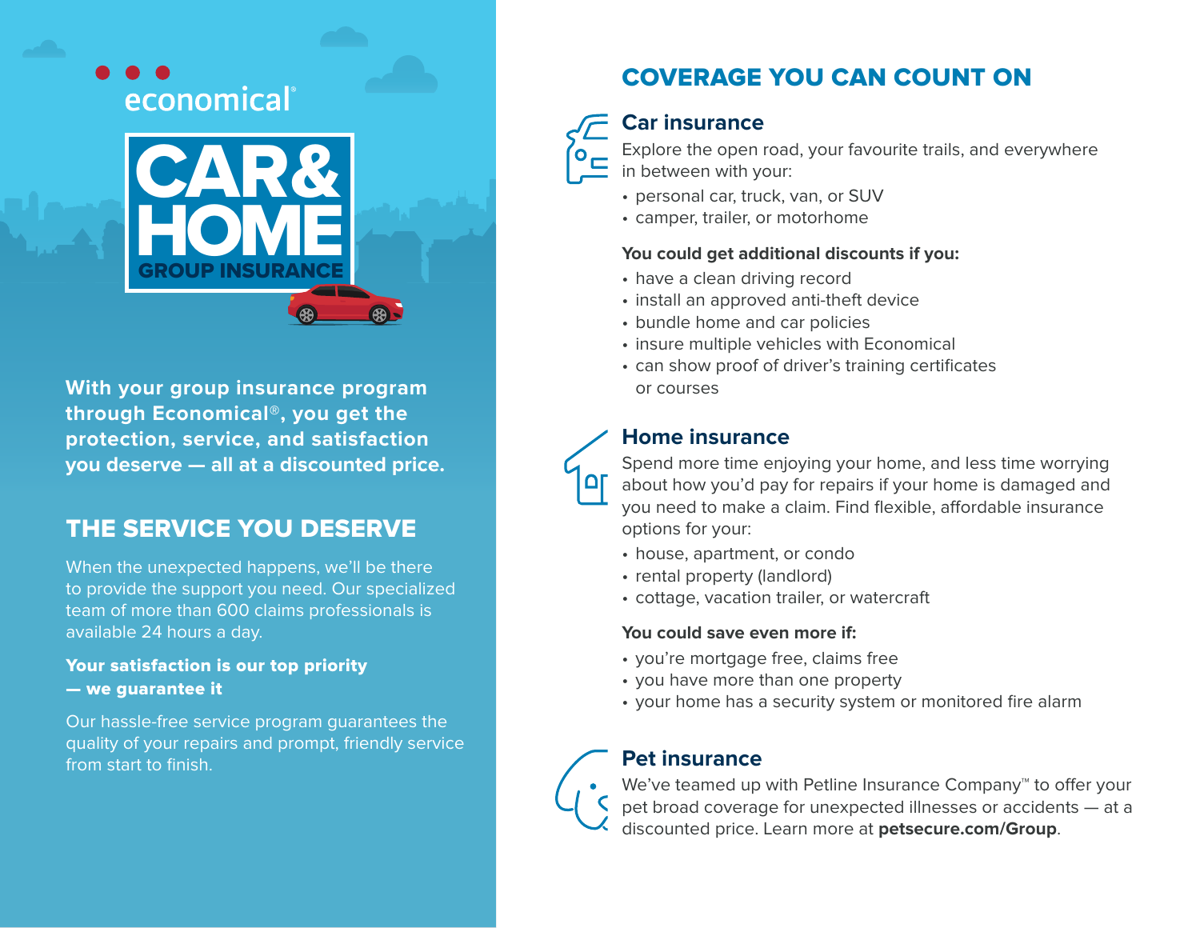economical®

# CAR & HOME

GROUP INSURANCE

**With your group insurance program through Economical®, you get the protection, service, and satisfaction you deserve — all at a discounted price.**

## THE SERVICE YOU DESERVE

When the unexpected happens, we'll be there to provide the support you need. Our specialized team of more than 600 claims professionals is available 24 hours a day.

**Your satisfaction is our top priority — we guarantee it**

Our hassle-free service program guarantees the quality of your repairs and prompt, friendly service from start to finish.

## COVERAGE YOU CAN COUNT ON

### Car insurance

Explore the open road, your favourite trails, and everywhere in between with your:

- personal car, truck, van, or SUV
- camper, trailer, or motorhome

**You could get additional discounts if you:**

- have a clean driving record
- install an approved anti-theft device
- bundle home and car policies
- insure multiple vehicles with Economical
- can show proof of driver's training certificates or courses

### Home insurance

Spend more time enjoying your home, and less time worrying about how you'd pay for repairs if your home is damaged and you need to make a claim. Find flexible, affordable insurance options for your:

- house, apartment, or condo
- rental property (landlord)
- cottage, vacation trailer, or watercraft

**You could save even more if:**

- you're mortgage free, claims free
- you have more than one property
- your home has a security system or monitored fire alarm

### Pet insurance

We've teamed up with Petline Insurance Company™ to offer your pet broad coverage for unexpected illnesses or accidents — at a discounted price. Learn more at **petsecure.com/Group**.